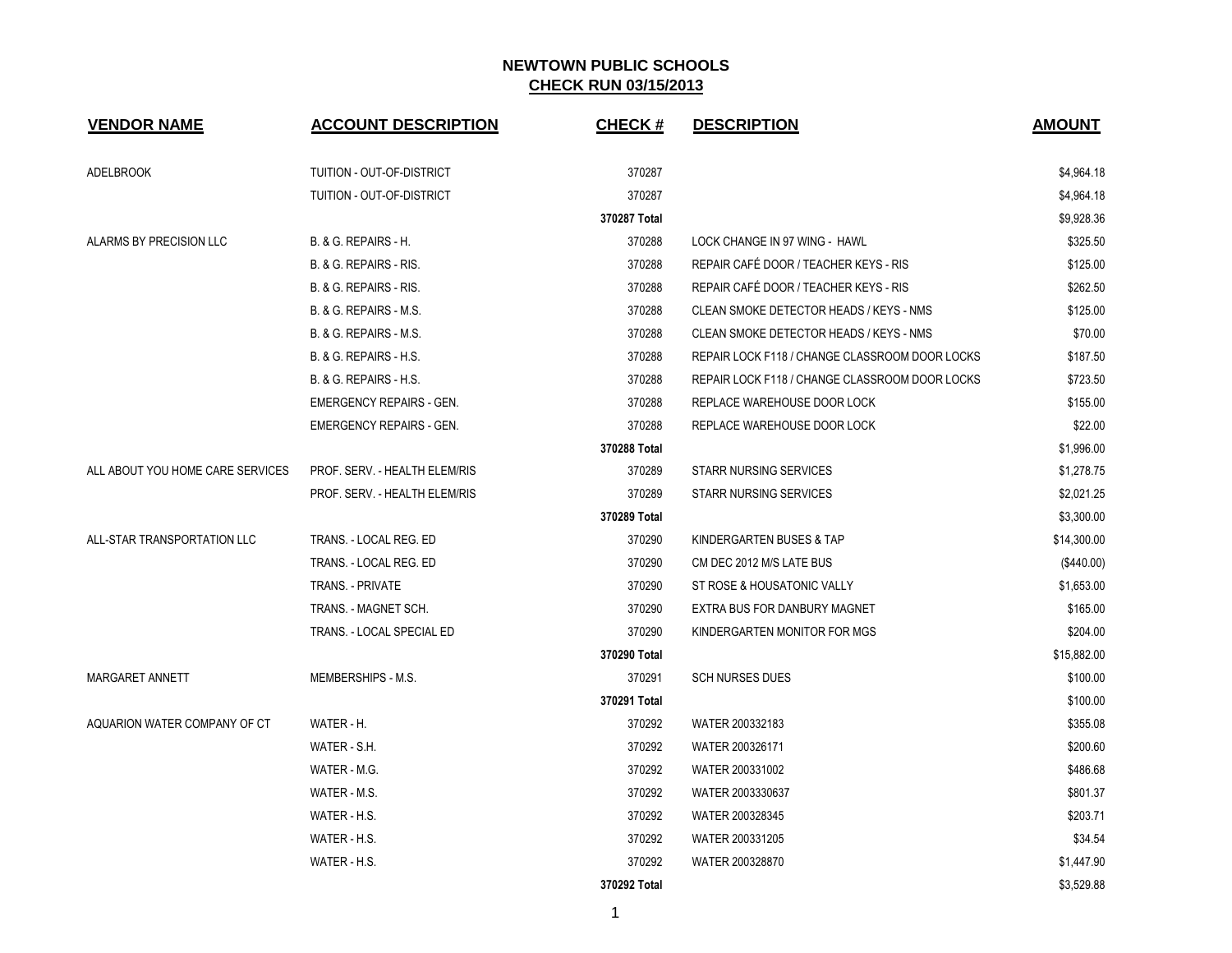# NEWTOWN PUBLIC SCHOOLS

## CHECK RUN 03/15/2013

| VENDOR NAME | ACCOUNT DESCRIPTION | CHECK # | DESCRIPTION | AMOUNT |
|---|---|---|---|---|
| ADELBROOK | TUITION - OUT-OF-DISTRICT | 370287 | | $4,964.18 |
| | TUITION - OUT-OF-DISTRICT | 370287 | | $4,964.18 |
| | | 370287 Total | | $9,928.36 |
| ALARMS BY PRECISION LLC | B. & G. REPAIRS - H. | 370288 | LOCK CHANGE IN 97 WING - HAWL | $325.50 |
| | B. & G. REPAIRS - RIS. | 370288 | REPAIR CAFÉ DOOR / TEACHER KEYS - RIS | $125.00 |
| | B. & G. REPAIRS - RIS. | 370288 | REPAIR CAFÉ DOOR / TEACHER KEYS - RIS | $262.50 |
| | B. & G. REPAIRS - M.S. | 370288 | CLEAN SMOKE DETECTOR HEADS / KEYS - NMS | $125.00 |
| | B. & G. REPAIRS - M.S. | 370288 | CLEAN SMOKE DETECTOR HEADS / KEYS - NMS | $70.00 |
| | B. & G. REPAIRS - H.S. | 370288 | REPAIR LOCK F118 / CHANGE CLASSROOM DOOR LOCKS | $187.50 |
| | B. & G. REPAIRS - H.S. | 370288 | REPAIR LOCK F118 / CHANGE CLASSROOM DOOR LOCKS | $723.50 |
| | EMERGENCY REPAIRS - GEN. | 370288 | REPLACE WAREHOUSE DOOR LOCK | $155.00 |
| | EMERGENCY REPAIRS - GEN. | 370288 | REPLACE WAREHOUSE DOOR LOCK | $22.00 |
| | | 370288 Total | | $1,996.00 |
| ALL ABOUT YOU HOME CARE SERVICES | PROF. SERV. - HEALTH ELEM/RIS | 370289 | STARR NURSING SERVICES | $1,278.75 |
| | PROF. SERV. - HEALTH ELEM/RIS | 370289 | STARR NURSING SERVICES | $2,021.25 |
| | | 370289 Total | | $3,300.00 |
| ALL-STAR TRANSPORTATION LLC | TRANS. - LOCAL REG. ED | 370290 | KINDERGARTEN BUSES & TAP | $14,300.00 |
| | TRANS. - LOCAL REG. ED | 370290 | CM DEC 2012 M/S LATE BUS | ($440.00) |
| | TRANS. - PRIVATE | 370290 | ST ROSE & HOUSATONIC VALLY | $1,653.00 |
| | TRANS. - MAGNET SCH. | 370290 | EXTRA BUS FOR DANBURY MAGNET | $165.00 |
| | TRANS. - LOCAL SPECIAL ED | 370290 | KINDERGARTEN MONITOR FOR MGS | $204.00 |
| | | 370290 Total | | $15,882.00 |
| MARGARET ANNETT | MEMBERSHIPS - M.S. | 370291 | SCH NURSES DUES | $100.00 |
| | | 370291 Total | | $100.00 |
| AQUARION WATER COMPANY OF CT | WATER - H. | 370292 | WATER 200332183 | $355.08 |
| | WATER - S.H. | 370292 | WATER 200326171 | $200.60 |
| | WATER - M.G. | 370292 | WATER 200331002 | $486.68 |
| | WATER - M.S. | 370292 | WATER 2003330637 | $801.37 |
| | WATER - H.S. | 370292 | WATER 200328345 | $203.71 |
| | WATER - H.S. | 370292 | WATER 200331205 | $34.54 |
| | WATER - H.S. | 370292 | WATER 200328870 | $1,447.90 |
| | | 370292 Total | | $3,529.88 |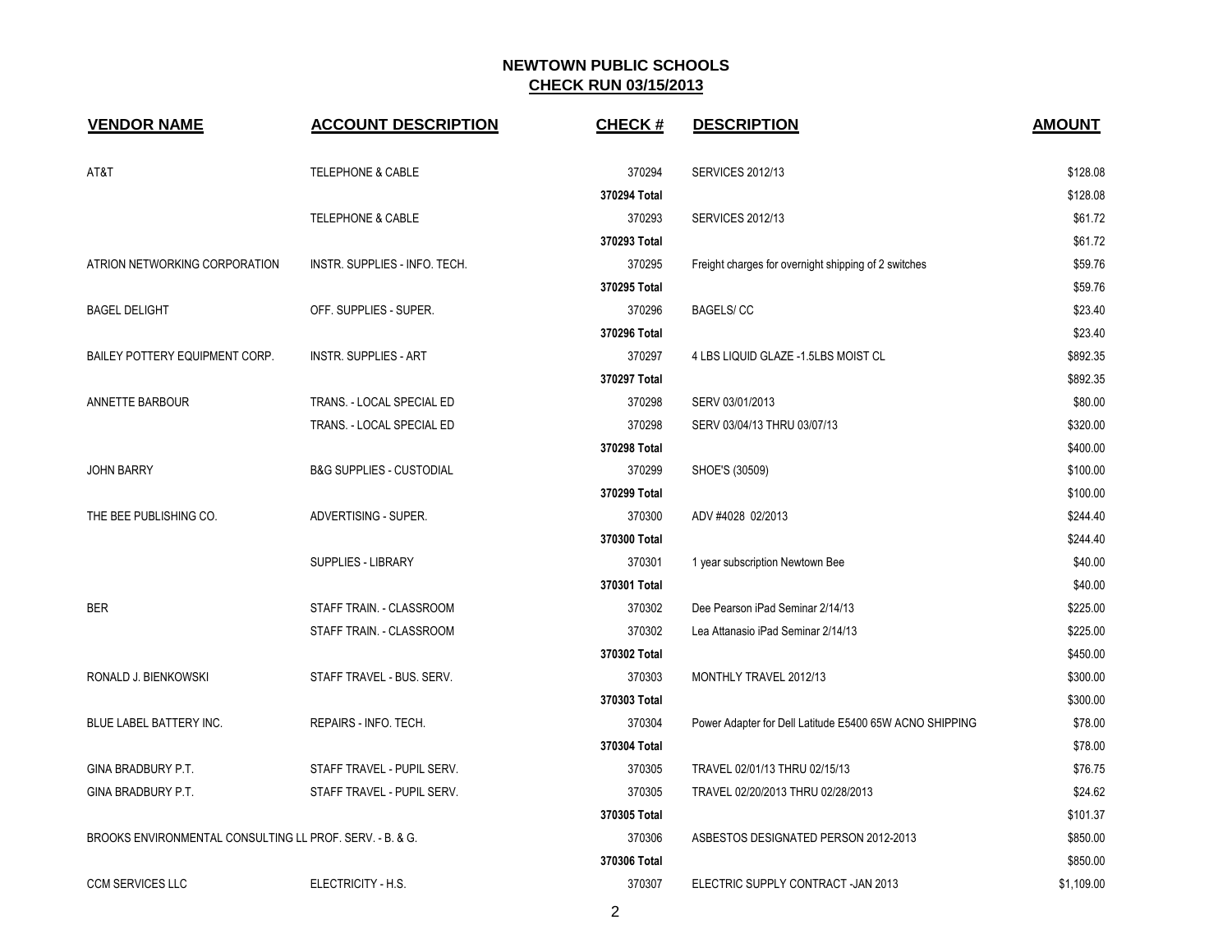# NEWTOWN PUBLIC SCHOOLS

## CHECK RUN 03/15/2013

| VENDOR NAME | ACCOUNT DESCRIPTION | CHECK # | DESCRIPTION | AMOUNT |
|---|---|---|---|---|
| AT&T | TELEPHONE & CABLE | 370294 | SERVICES 2012/13 | $128.08 |
| | | **370294 Total** | | $128.08 |
| | TELEPHONE & CABLE | 370293 | SERVICES 2012/13 | $61.72 |
| | | **370293 Total** | | $61.72 |
| ATRION NETWORKING CORPORATION | INSTR. SUPPLIES - INFO. TECH. | 370295 | Freight charges for overnight shipping of 2 switches | $59.76 |
| | | **370295 Total** | | $59.76 |
| BAGEL DELIGHT | OFF. SUPPLIES - SUPER. | 370296 | BAGELS/ CC | $23.40 |
| | | **370296 Total** | | $23.40 |
| BAILEY POTTERY EQUIPMENT CORP. | INSTR. SUPPLIES - ART | 370297 | 4 LBS LIQUID GLAZE -1.5LBS MOIST CL | $892.35 |
| | | **370297 Total** | | $892.35 |
| ANNETTE BARBOUR | TRANS. - LOCAL SPECIAL ED | 370298 | SERV 03/01/2013 | $80.00 |
| | TRANS. - LOCAL SPECIAL ED | 370298 | SERV 03/04/13 THRU 03/07/13 | $320.00 |
| | | **370298 Total** | | $400.00 |
| JOHN BARRY | B&G SUPPLIES - CUSTODIAL | 370299 | SHOE'S (30509) | $100.00 |
| | | **370299 Total** | | $100.00 |
| THE BEE PUBLISHING CO. | ADVERTISING - SUPER. | 370300 | ADV #4028 02/2013 | $244.40 |
| | | **370300 Total** | | $244.40 |
| | SUPPLIES - LIBRARY | 370301 | 1 year subscription Newtown Bee | $40.00 |
| | | **370301 Total** | | $40.00 |
| BER | STAFF TRAIN. - CLASSROOM | 370302 | Dee Pearson iPad Seminar 2/14/13 | $225.00 |
| | STAFF TRAIN. - CLASSROOM | 370302 | Lea Attanasio iPad Seminar 2/14/13 | $225.00 |
| | | **370302 Total** | | $450.00 |
| RONALD J. BIENKOWSKI | STAFF TRAVEL - BUS. SERV. | 370303 | MONTHLY TRAVEL 2012/13 | $300.00 |
| | | **370303 Total** | | $300.00 |
| BLUE LABEL BATTERY INC. | REPAIRS - INFO. TECH. | 370304 | Power Adapter for Dell Latitude E5400 65W ACNO SHIPPING | $78.00 |
| | | **370304 Total** | | $78.00 |
| GINA BRADBURY P.T. | STAFF TRAVEL - PUPIL SERV. | 370305 | TRAVEL 02/01/13 THRU 02/15/13 | $76.75 |
| GINA BRADBURY P.T. | STAFF TRAVEL - PUPIL SERV. | 370305 | TRAVEL 02/20/2013 THRU 02/28/2013 | $24.62 |
| | | **370305 Total** | | $101.37 |
| BROOKS ENVIRONMENTAL CONSULTING LL | PROF. SERV. - B. & G. | 370306 | ASBESTOS DESIGNATED PERSON 2012-2013 | $850.00 |
| | | **370306 Total** | | $850.00 |
| CCM SERVICES LLC | ELECTRICITY - H.S. | 370307 | ELECTRIC SUPPLY CONTRACT -JAN 2013 | $1,109.00 |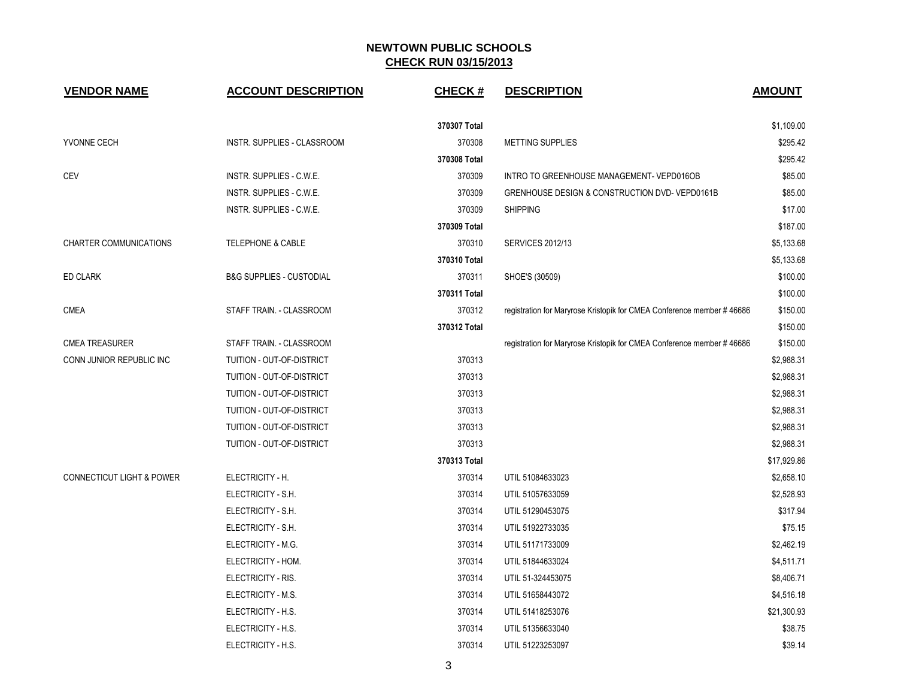**NEWTOWN PUBLIC SCHOOLS**
**CHECK RUN 03/15/2013**

| VENDOR NAME | ACCOUNT DESCRIPTION | CHECK # | DESCRIPTION | AMOUNT |
|---|---|---|---|---|
| | | 370307 Total | | $1,109.00 |
| YVONNE CECH | INSTR. SUPPLIES - CLASSROOM | 370308 | METTING SUPPLIES | $295.42 |
| | | 370308 Total | | $295.42 |
| CEV | INSTR. SUPPLIES - C.W.E. | 370309 | INTRO TO GREENHOUSE MANAGEMENT- VEPD016OB | $85.00 |
| | INSTR. SUPPLIES - C.W.E. | 370309 | GRENHOUSE DESIGN & CONSTRUCTION DVD- VEPD0161B | $85.00 |
| | INSTR. SUPPLIES - C.W.E. | 370309 | SHIPPING | $17.00 |
| | | 370309 Total | | $187.00 |
| CHARTER COMMUNICATIONS | TELEPHONE & CABLE | 370310 | SERVICES 2012/13 | $5,133.68 |
| | | 370310 Total | | $5,133.68 |
| ED CLARK | B&G SUPPLIES - CUSTODIAL | 370311 | SHOE'S (30509) | $100.00 |
| | | 370311 Total | | $100.00 |
| CMEA | STAFF TRAIN. - CLASSROOM | 370312 | registration for Maryrose Kristopik for CMEA Conference member # 46686 | $150.00 |
| | | 370312 Total | | $150.00 |
| CMEA TREASURER | STAFF TRAIN. - CLASSROOM | | registration for Maryrose Kristopik for CMEA Conference member # 46686 | $150.00 |
| CONN JUNIOR REPUBLIC INC | TUITION - OUT-OF-DISTRICT | 370313 | | $2,988.31 |
| | TUITION - OUT-OF-DISTRICT | 370313 | | $2,988.31 |
| | TUITION - OUT-OF-DISTRICT | 370313 | | $2,988.31 |
| | TUITION - OUT-OF-DISTRICT | 370313 | | $2,988.31 |
| | TUITION - OUT-OF-DISTRICT | 370313 | | $2,988.31 |
| | TUITION - OUT-OF-DISTRICT | 370313 | | $2,988.31 |
| | | 370313 Total | | $17,929.86 |
| CONNECTICUT LIGHT & POWER | ELECTRICITY - H. | 370314 | UTIL 51084633023 | $2,658.10 |
| | ELECTRICITY - S.H. | 370314 | UTIL 51057633059 | $2,528.93 |
| | ELECTRICITY - S.H. | 370314 | UTIL 51290453075 | $317.94 |
| | ELECTRICITY - S.H. | 370314 | UTIL 51922733035 | $75.15 |
| | ELECTRICITY - M.G. | 370314 | UTIL 51171733009 | $2,462.19 |
| | ELECTRICITY - HOM. | 370314 | UTIL 51844633024 | $4,511.71 |
| | ELECTRICITY - RIS. | 370314 | UTIL 51-324453075 | $8,406.71 |
| | ELECTRICITY - M.S. | 370314 | UTIL 51658443072 | $4,516.18 |
| | ELECTRICITY - H.S. | 370314 | UTIL 51418253076 | $21,300.93 |
| | ELECTRICITY - H.S. | 370314 | UTIL 51356633040 | $38.75 |
| | ELECTRICITY - H.S. | 370314 | UTIL 51223253097 | $39.14 |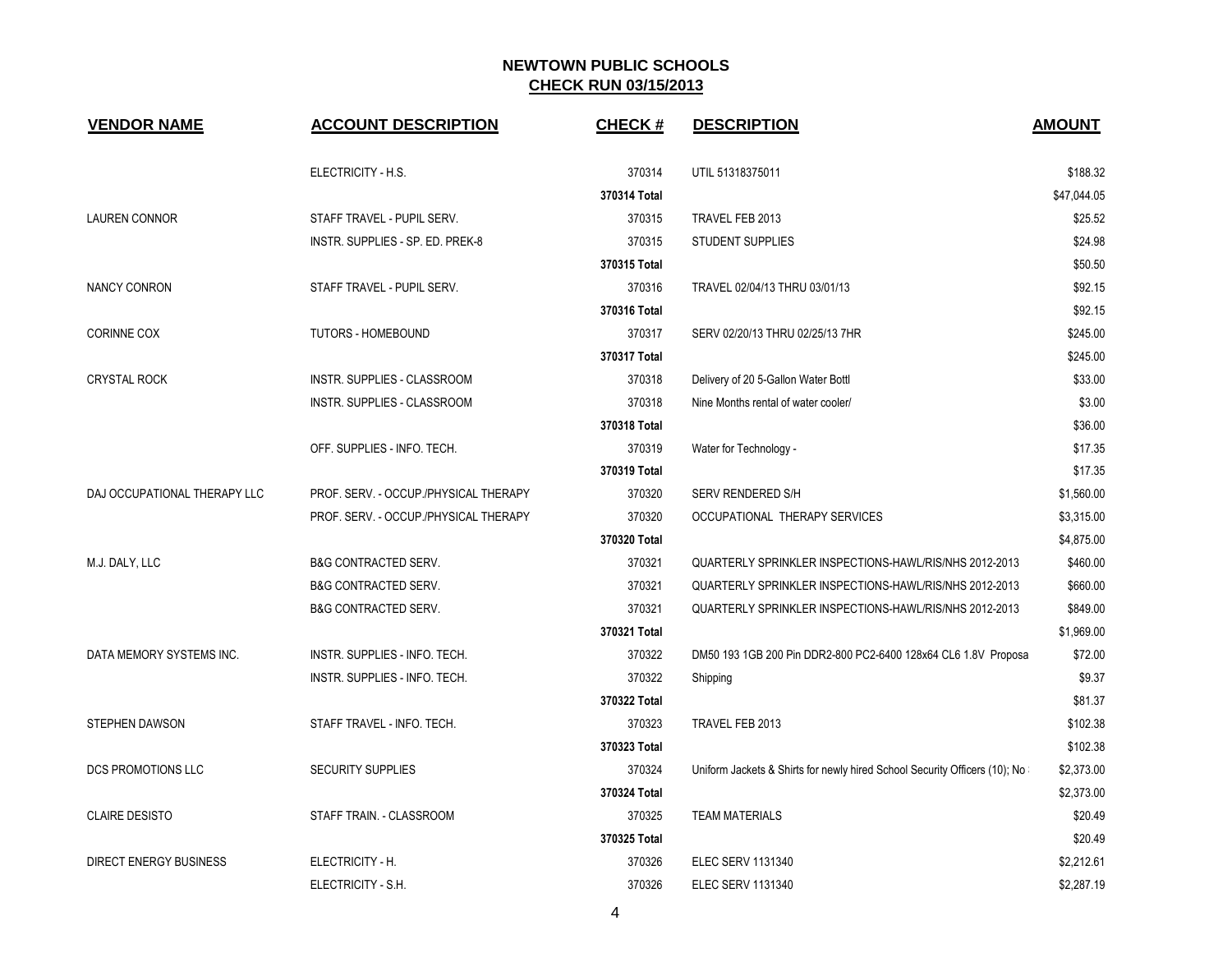# NEWTOWN PUBLIC SCHOOLS

## CHECK RUN 03/15/2013

| VENDOR NAME | ACCOUNT DESCRIPTION | CHECK # | DESCRIPTION | AMOUNT |
|---|---|---|---|---|
| | ELECTRICITY - H.S. | 370314 | UTIL 51318375011 | $188.32 |
| | | 370314 Total | | $47,044.05 |
| LAUREN CONNOR | STAFF TRAVEL - PUPIL SERV. | 370315 | TRAVEL FEB 2013 | $25.52 |
| | INSTR. SUPPLIES - SP. ED. PREK-8 | 370315 | STUDENT SUPPLIES | $24.98 |
| | | 370315 Total | | $50.50 |
| NANCY CONRON | STAFF TRAVEL - PUPIL SERV. | 370316 | TRAVEL 02/04/13 THRU 03/01/13 | $92.15 |
| | | 370316 Total | | $92.15 |
| CORINNE COX | TUTORS - HOMEBOUND | 370317 | SERV 02/20/13 THRU 02/25/13 7HR | $245.00 |
| | | 370317 Total | | $245.00 |
| CRYSTAL ROCK | INSTR. SUPPLIES - CLASSROOM | 370318 | Delivery of 20 5-Gallon Water Bottl | $33.00 |
| | INSTR. SUPPLIES - CLASSROOM | 370318 | Nine Months rental of water cooler/ | $3.00 |
| | | 370318 Total | | $36.00 |
| | OFF. SUPPLIES - INFO. TECH. | 370319 | Water for Technology - | $17.35 |
| | | 370319 Total | | $17.35 |
| DAJ OCCUPATIONAL THERAPY LLC | PROF. SERV. - OCCUP./PHYSICAL THERAPY | 370320 | SERV RENDERED S/H | $1,560.00 |
| | PROF. SERV. - OCCUP./PHYSICAL THERAPY | 370320 | OCCUPATIONAL THERAPY SERVICES | $3,315.00 |
| | | 370320 Total | | $4,875.00 |
| M.J. DALY, LLC | B&G CONTRACTED SERV. | 370321 | QUARTERLY SPRINKLER INSPECTIONS-HAWL/RIS/NHS 2012-2013 | $460.00 |
| | B&G CONTRACTED SERV. | 370321 | QUARTERLY SPRINKLER INSPECTIONS-HAWL/RIS/NHS 2012-2013 | $660.00 |
| | B&G CONTRACTED SERV. | 370321 | QUARTERLY SPRINKLER INSPECTIONS-HAWL/RIS/NHS 2012-2013 | $849.00 |
| | | 370321 Total | | $1,969.00 |
| DATA MEMORY SYSTEMS INC. | INSTR. SUPPLIES - INFO. TECH. | 370322 | DM50 193 1GB 200 Pin DDR2-800 PC2-6400 128x64 CL6 1.8V Proposa | $72.00 |
| | INSTR. SUPPLIES - INFO. TECH. | 370322 | Shipping | $9.37 |
| | | 370322 Total | | $81.37 |
| STEPHEN DAWSON | STAFF TRAVEL - INFO. TECH. | 370323 | TRAVEL FEB 2013 | $102.38 |
| | | 370323 Total | | $102.38 |
| DCS PROMOTIONS LLC | SECURITY SUPPLIES | 370324 | Uniform Jackets & Shirts for newly hired School Security Officers (10); No | $2,373.00 |
| | | 370324 Total | | $2,373.00 |
| CLAIRE DESISTO | STAFF TRAIN. - CLASSROOM | 370325 | TEAM MATERIALS | $20.49 |
| | | 370325 Total | | $20.49 |
| DIRECT ENERGY BUSINESS | ELECTRICITY - H. | 370326 | ELEC SERV 1131340 | $2,212.61 |
| | ELECTRICITY - S.H. | 370326 | ELEC SERV 1131340 | $2,287.19 |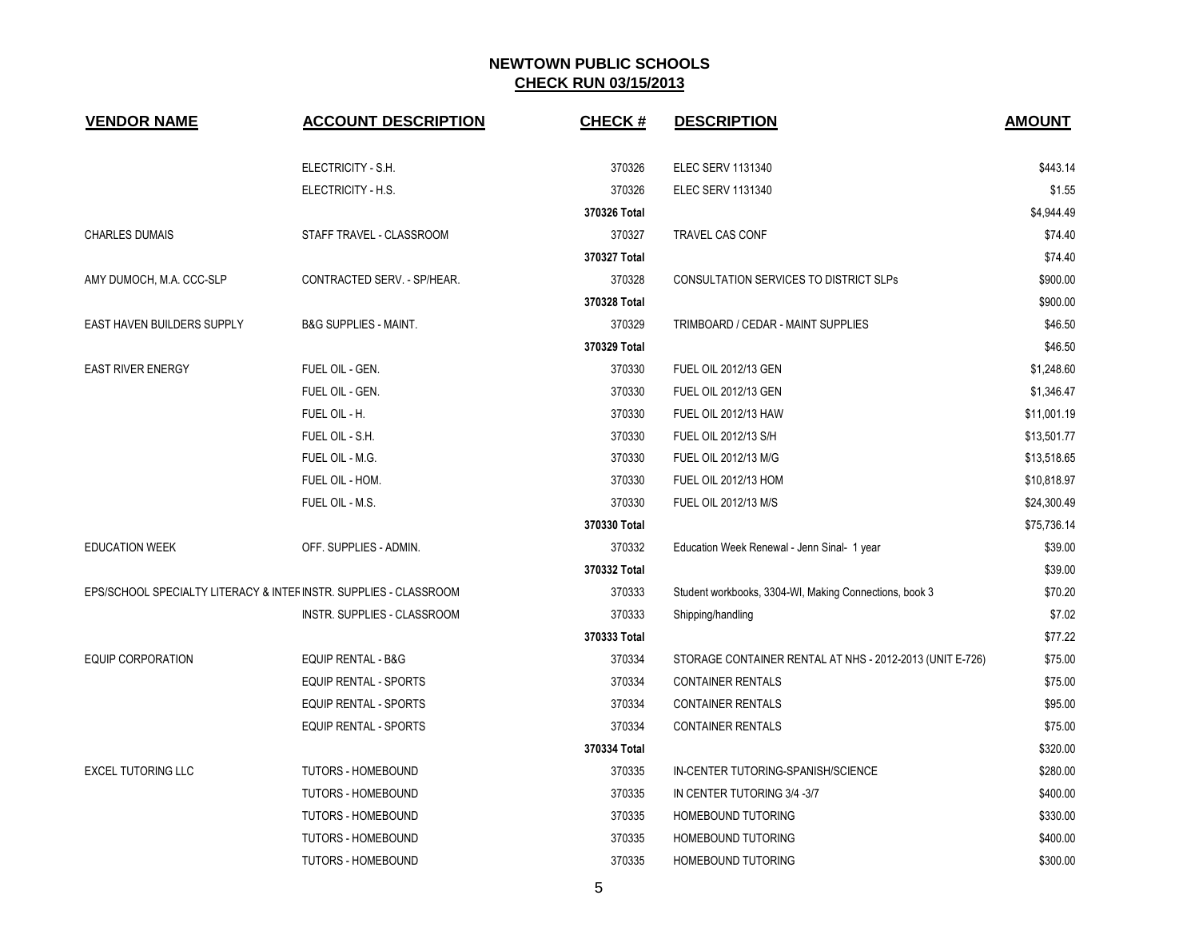# NEWTOWN PUBLIC SCHOOLS
## CHECK RUN 03/15/2013

| VENDOR NAME | ACCOUNT DESCRIPTION | CHECK # | DESCRIPTION | AMOUNT |
|---|---|---|---|---|
| | ELECTRICITY - S.H. | 370326 | ELEC SERV 1131340 | $443.14 |
| | ELECTRICITY - H.S. | 370326 | ELEC SERV 1131340 | $1.55 |
| | | 370326 Total | | $4,944.49 |
| CHARLES DUMAIS | STAFF TRAVEL - CLASSROOM | 370327 | TRAVEL CAS CONF | $74.40 |
| | | 370327 Total | | $74.40 |
| AMY DUMOCH, M.A. CCC-SLP | CONTRACTED SERV. - SP/HEAR. | 370328 | CONSULTATION SERVICES TO DISTRICT SLPs | $900.00 |
| | | 370328 Total | | $900.00 |
| EAST HAVEN BUILDERS SUPPLY | B&G SUPPLIES - MAINT. | 370329 | TRIMBOARD / CEDAR - MAINT SUPPLIES | $46.50 |
| | | 370329 Total | | $46.50 |
| EAST RIVER ENERGY | FUEL OIL - GEN. | 370330 | FUEL OIL 2012/13 GEN | $1,248.60 |
| | FUEL OIL - GEN. | 370330 | FUEL OIL 2012/13 GEN | $1,346.47 |
| | FUEL OIL - H. | 370330 | FUEL OIL 2012/13 HAW | $11,001.19 |
| | FUEL OIL - S.H. | 370330 | FUEL OIL 2012/13 S/H | $13,501.77 |
| | FUEL OIL - M.G. | 370330 | FUEL OIL 2012/13 M/G | $13,518.65 |
| | FUEL OIL - HOM. | 370330 | FUEL OIL 2012/13 HOM | $10,818.97 |
| | FUEL OIL - M.S. | 370330 | FUEL OIL 2012/13 M/S | $24,300.49 |
| | | 370330 Total | | $75,736.14 |
| EDUCATION WEEK | OFF. SUPPLIES - ADMIN. | 370332 | Education Week Renewal - Jenn Sinal- 1 year | $39.00 |
| | | 370332 Total | | $39.00 |
| EPS/SCHOOL SPECIALTY LITERACY & INTER | INSTR. SUPPLIES - CLASSROOM | 370333 | Student workbooks, 3304-WI, Making Connections, book 3 | $70.20 |
| | INSTR. SUPPLIES - CLASSROOM | 370333 | Shipping/handling | $7.02 |
| | | 370333 Total | | $77.22 |
| EQUIP CORPORATION | EQUIP RENTAL - B&G | 370334 | STORAGE CONTAINER RENTAL AT NHS - 2012-2013 (UNIT E-726) | $75.00 |
| | EQUIP RENTAL - SPORTS | 370334 | CONTAINER RENTALS | $75.00 |
| | EQUIP RENTAL - SPORTS | 370334 | CONTAINER RENTALS | $95.00 |
| | EQUIP RENTAL - SPORTS | 370334 | CONTAINER RENTALS | $75.00 |
| | | 370334 Total | | $320.00 |
| EXCEL TUTORING LLC | TUTORS - HOMEBOUND | 370335 | IN-CENTER TUTORING-SPANISH/SCIENCE | $280.00 |
| | TUTORS - HOMEBOUND | 370335 | IN CENTER TUTORING 3/4 -3/7 | $400.00 |
| | TUTORS - HOMEBOUND | 370335 | HOMEBOUND TUTORING | $330.00 |
| | TUTORS - HOMEBOUND | 370335 | HOMEBOUND TUTORING | $400.00 |
| | TUTORS - HOMEBOUND | 370335 | HOMEBOUND TUTORING | $300.00 |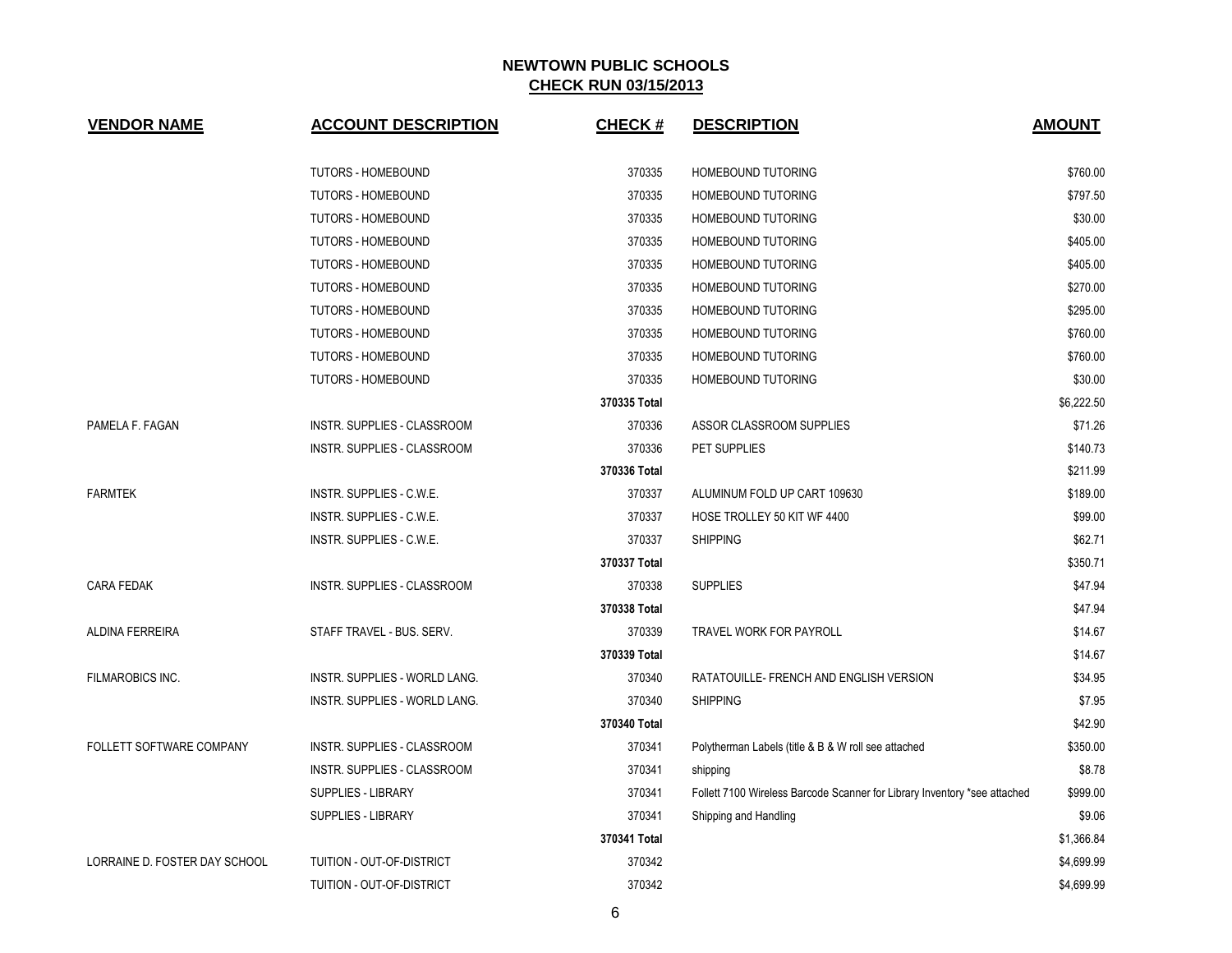## NEWTOWN PUBLIC SCHOOLS
## CHECK RUN 03/15/2013

| VENDOR NAME | ACCOUNT DESCRIPTION | CHECK # | DESCRIPTION | AMOUNT |
|---|---|---|---|---|
| | TUTORS - HOMEBOUND | 370335 | HOMEBOUND TUTORING | $760.00 |
| | TUTORS - HOMEBOUND | 370335 | HOMEBOUND TUTORING | $797.50 |
| | TUTORS - HOMEBOUND | 370335 | HOMEBOUND TUTORING | $30.00 |
| | TUTORS - HOMEBOUND | 370335 | HOMEBOUND TUTORING | $405.00 |
| | TUTORS - HOMEBOUND | 370335 | HOMEBOUND TUTORING | $405.00 |
| | TUTORS - HOMEBOUND | 370335 | HOMEBOUND TUTORING | $270.00 |
| | TUTORS - HOMEBOUND | 370335 | HOMEBOUND TUTORING | $295.00 |
| | TUTORS - HOMEBOUND | 370335 | HOMEBOUND TUTORING | $760.00 |
| | TUTORS - HOMEBOUND | 370335 | HOMEBOUND TUTORING | $760.00 |
| | TUTORS - HOMEBOUND | 370335 | HOMEBOUND TUTORING | $30.00 |
| | | 370335 Total | | $6,222.50 |
| PAMELA F. FAGAN | INSTR. SUPPLIES - CLASSROOM | 370336 | ASSOR CLASSROOM SUPPLIES | $71.26 |
| | INSTR. SUPPLIES - CLASSROOM | 370336 | PET SUPPLIES | $140.73 |
| | | 370336 Total | | $211.99 |
| FARMTEK | INSTR. SUPPLIES - C.W.E. | 370337 | ALUMINUM FOLD UP CART 109630 | $189.00 |
| | INSTR. SUPPLIES - C.W.E. | 370337 | HOSE TROLLEY 50 KIT WF 4400 | $99.00 |
| | INSTR. SUPPLIES - C.W.E. | 370337 | SHIPPING | $62.71 |
| | | 370337 Total | | $350.71 |
| CARA FEDAK | INSTR. SUPPLIES - CLASSROOM | 370338 | SUPPLIES | $47.94 |
| | | 370338 Total | | $47.94 |
| ALDINA FERREIRA | STAFF TRAVEL - BUS. SERV. | 370339 | TRAVEL WORK FOR PAYROLL | $14.67 |
| | | 370339 Total | | $14.67 |
| FILMAROBICS INC. | INSTR. SUPPLIES - WORLD LANG. | 370340 | RATATOUILLE- FRENCH AND ENGLISH VERSION | $34.95 |
| | INSTR. SUPPLIES - WORLD LANG. | 370340 | SHIPPING | $7.95 |
| | | 370340 Total | | $42.90 |
| FOLLETT SOFTWARE COMPANY | INSTR. SUPPLIES - CLASSROOM | 370341 | Polytherman Labels (title & B & W roll see attached | $350.00 |
| | INSTR. SUPPLIES - CLASSROOM | 370341 | shipping | $8.78 |
| | SUPPLIES - LIBRARY | 370341 | Follett 7100 Wireless Barcode Scanner for Library Inventory *see attached | $999.00 |
| | SUPPLIES - LIBRARY | 370341 | Shipping and Handling | $9.06 |
| | | 370341 Total | | $1,366.84 |
| LORRAINE D. FOSTER DAY SCHOOL | TUITION - OUT-OF-DISTRICT | 370342 | | $4,699.99 |
| | TUITION - OUT-OF-DISTRICT | 370342 | | $4,699.99 |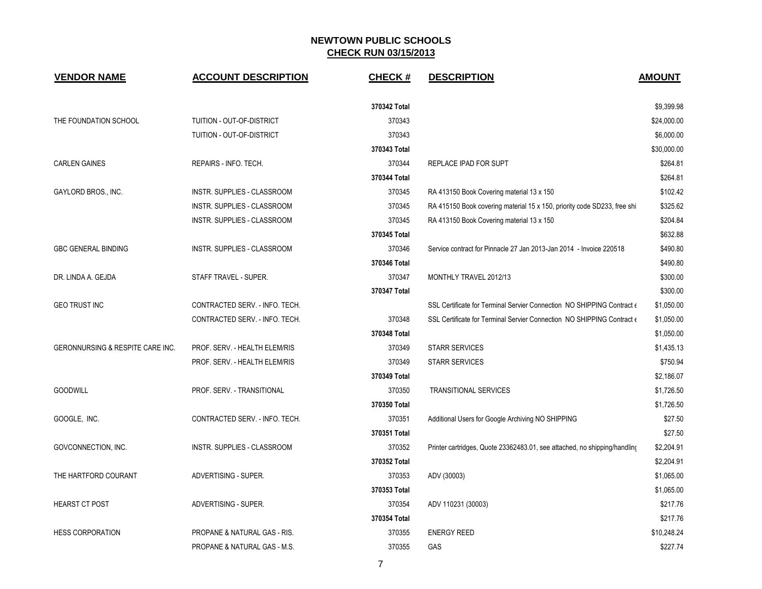## NEWTOWN PUBLIC SCHOOLS
## CHECK RUN 03/15/2013

| VENDOR NAME | ACCOUNT DESCRIPTION | CHECK # | DESCRIPTION | AMOUNT |
|---|---|---|---|---|
| | | 370342 Total | | $9,399.98 |
| THE FOUNDATION SCHOOL | TUITION - OUT-OF-DISTRICT | 370343 | | $24,000.00 |
| | TUITION - OUT-OF-DISTRICT | 370343 | | $6,000.00 |
| | | 370343 Total | | $30,000.00 |
| CARLEN GAINES | REPAIRS - INFO. TECH. | 370344 | REPLACE IPAD FOR SUPT | $264.81 |
| | | 370344 Total | | $264.81 |
| GAYLORD BROS., INC. | INSTR. SUPPLIES - CLASSROOM | 370345 | RA 413150 Book Covering material 13 x 150 | $102.42 |
| | INSTR. SUPPLIES - CLASSROOM | 370345 | RA 415150 Book covering material 15 x 150, priority code SD233, free shi | $325.62 |
| | INSTR. SUPPLIES - CLASSROOM | 370345 | RA 413150 Book Covering material 13 x 150 | $204.84 |
| | | 370345 Total | | $632.88 |
| GBC GENERAL BINDING | INSTR. SUPPLIES - CLASSROOM | 370346 | Service contract for Pinnacle 27 Jan 2013-Jan 2014 - Invoice 220518 | $490.80 |
| | | 370346 Total | | $490.80 |
| DR. LINDA A. GEJDA | STAFF TRAVEL - SUPER. | 370347 | MONTHLY TRAVEL 2012/13 | $300.00 |
| | | 370347 Total | | $300.00 |
| GEO TRUST INC | CONTRACTED SERV. - INFO. TECH. | | SSL Certificate for Terminal Servier Connection NO SHIPPING Contract e | $1,050.00 |
| | CONTRACTED SERV. - INFO. TECH. | 370348 | SSL Certificate for Terminal Servier Connection NO SHIPPING Contract e | $1,050.00 |
| | | 370348 Total | | $1,050.00 |
| GERONNURSING & RESPITE CARE INC. | PROF. SERV. - HEALTH ELEM/RIS | 370349 | STARR SERVICES | $1,435.13 |
| | PROF. SERV. - HEALTH ELEM/RIS | 370349 | STARR SERVICES | $750.94 |
| | | 370349 Total | | $2,186.07 |
| GOODWILL | PROF. SERV. - TRANSITIONAL | 370350 | TRANSITIONAL SERVICES | $1,726.50 |
| | | 370350 Total | | $1,726.50 |
| GOOGLE, INC. | CONTRACTED SERV. - INFO. TECH. | 370351 | Additional Users for Google Archiving NO SHIPPING | $27.50 |
| | | 370351 Total | | $27.50 |
| GOVCONNECTION, INC. | INSTR. SUPPLIES - CLASSROOM | 370352 | Printer cartridges, Quote 23362483.01, see attached, no shipping/handling | $2,204.91 |
| | | 370352 Total | | $2,204.91 |
| THE HARTFORD COURANT | ADVERTISING - SUPER. | 370353 | ADV (30003) | $1,065.00 |
| | | 370353 Total | | $1,065.00 |
| HEARST CT POST | ADVERTISING - SUPER. | 370354 | ADV 110231 (30003) | $217.76 |
| | | 370354 Total | | $217.76 |
| HESS CORPORATION | PROPANE & NATURAL GAS - RIS. | 370355 | ENERGY REED | $10,248.24 |
| | PROPANE & NATURAL GAS - M.S. | 370355 | GAS | $227.74 |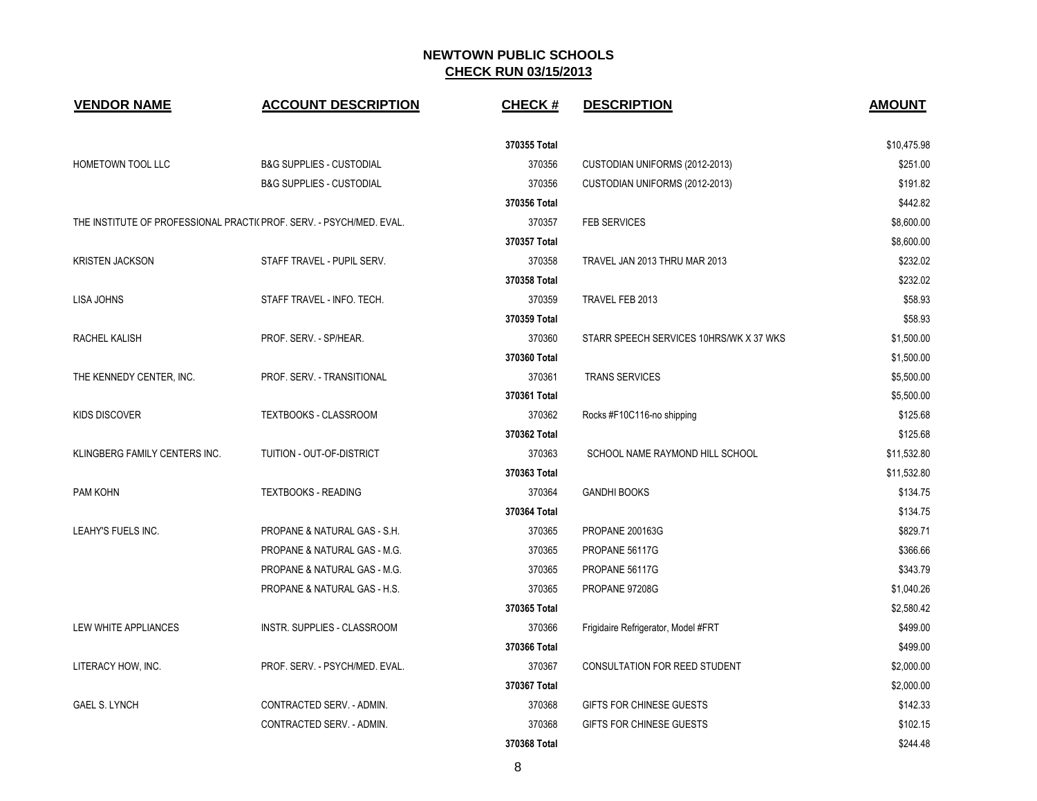## NEWTOWN PUBLIC SCHOOLS

**CHECK RUN 03/15/2013**

| VENDOR NAME | ACCOUNT DESCRIPTION | CHECK # | DESCRIPTION | AMOUNT |
|---|---|---|---|---|
| | | 370355 Total | | $10,475.98 |
| HOMETOWN TOOL LLC | B&G SUPPLIES - CUSTODIAL | 370356 | CUSTODIAN UNIFORMS (2012-2013) | $251.00 |
| | B&G SUPPLIES - CUSTODIAL | 370356 | CUSTODIAN UNIFORMS (2012-2013) | $191.82 |
| | | 370356 Total | | $442.82 |
| THE INSTITUTE OF PROFESSIONAL PRACTI( | PROF. SERV. - PSYCH/MED. EVAL. | 370357 | FEB SERVICES | $8,600.00 |
| | | 370357 Total | | $8,600.00 |
| KRISTEN JACKSON | STAFF TRAVEL - PUPIL SERV. | 370358 | TRAVEL JAN 2013 THRU MAR 2013 | $232.02 |
| | | 370358 Total | | $232.02 |
| LISA JOHNS | STAFF TRAVEL - INFO. TECH. | 370359 | TRAVEL FEB 2013 | $58.93 |
| | | 370359 Total | | $58.93 |
| RACHEL KALISH | PROF. SERV. - SP/HEAR. | 370360 | STARR SPEECH SERVICES 10HRS/WK X 37 WKS | $1,500.00 |
| | | 370360 Total | | $1,500.00 |
| THE KENNEDY CENTER, INC. | PROF. SERV. - TRANSITIONAL | 370361 | TRANS SERVICES | $5,500.00 |
| | | 370361 Total | | $5,500.00 |
| KIDS DISCOVER | TEXTBOOKS - CLASSROOM | 370362 | Rocks #F10C116-no shipping | $125.68 |
| | | 370362 Total | | $125.68 |
| KLINGBERG FAMILY CENTERS INC. | TUITION - OUT-OF-DISTRICT | 370363 | SCHOOL NAME RAYMOND HILL SCHOOL | $11,532.80 |
| | | 370363 Total | | $11,532.80 |
| PAM KOHN | TEXTBOOKS - READING | 370364 | GANDHI BOOKS | $134.75 |
| | | 370364 Total | | $134.75 |
| LEAHY'S FUELS INC. | PROPANE & NATURAL GAS - S.H. | 370365 | PROPANE 200163G | $829.71 |
| | PROPANE & NATURAL GAS - M.G. | 370365 | PROPANE 56117G | $366.66 |
| | PROPANE & NATURAL GAS - M.G. | 370365 | PROPANE 56117G | $343.79 |
| | PROPANE & NATURAL GAS - H.S. | 370365 | PROPANE 97208G | $1,040.26 |
| | | 370365 Total | | $2,580.42 |
| LEW WHITE APPLIANCES | INSTR. SUPPLIES - CLASSROOM | 370366 | Frigidaire Refrigerator, Model #FRT | $499.00 |
| | | 370366 Total | | $499.00 |
| LITERACY HOW, INC. | PROF. SERV. - PSYCH/MED. EVAL. | 370367 | CONSULTATION FOR REED STUDENT | $2,000.00 |
| | | 370367 Total | | $2,000.00 |
| GAEL S. LYNCH | CONTRACTED SERV. - ADMIN. | 370368 | GIFTS FOR CHINESE GUESTS | $142.33 |
| | CONTRACTED SERV. - ADMIN. | 370368 | GIFTS FOR CHINESE GUESTS | $102.15 |
| | | 370368 Total | | $244.48 |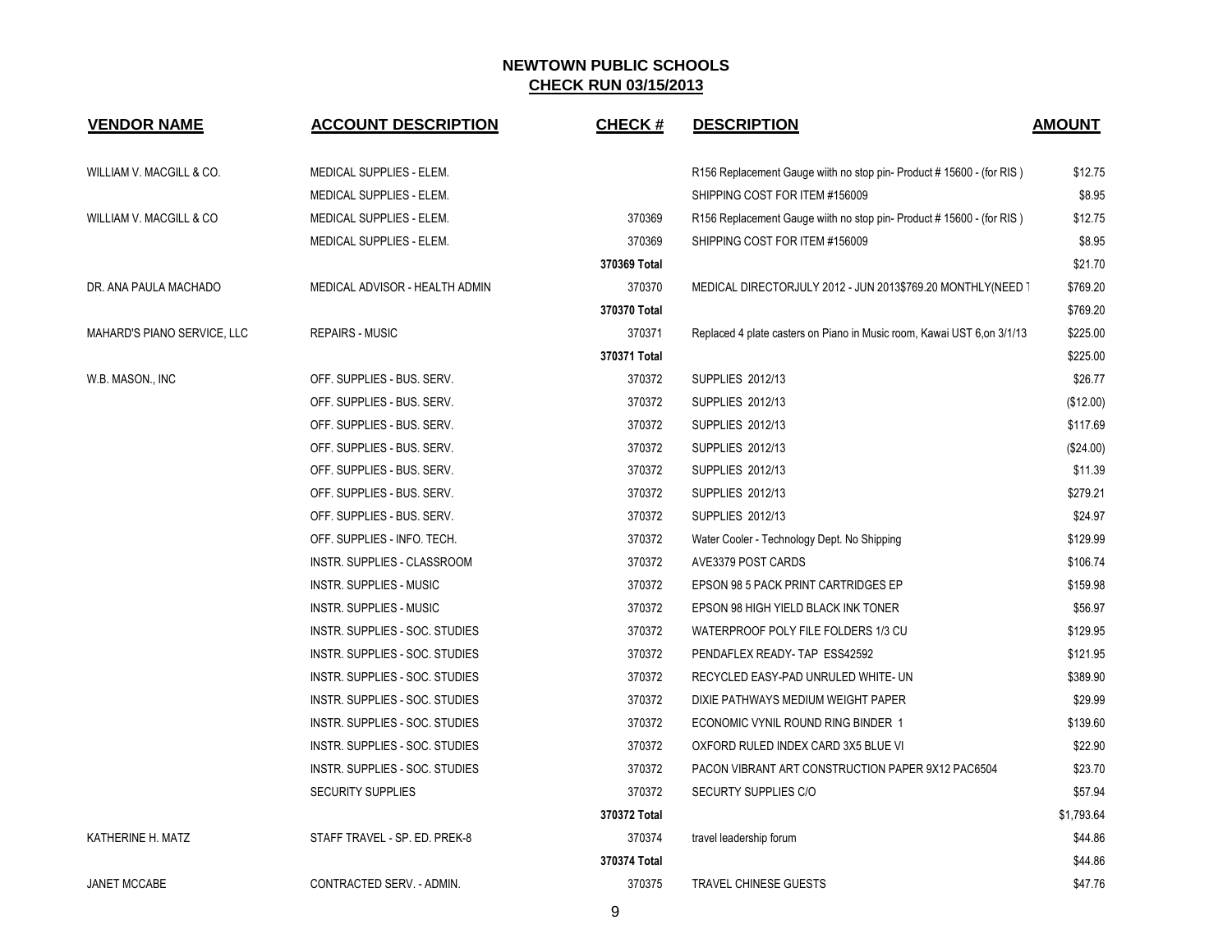# NEWTOWN PUBLIC SCHOOLS

## CHECK RUN 03/15/2013

| VENDOR NAME | ACCOUNT DESCRIPTION | CHECK # | DESCRIPTION | AMOUNT |
|---|---|---|---|---|
| WILLIAM V. MACGILL & CO. | MEDICAL SUPPLIES - ELEM. | | R156 Replacement Gauge wiith no stop pin- Product # 15600 - (for RIS ) | $12.75 |
| | MEDICAL SUPPLIES - ELEM. | | SHIPPING COST FOR ITEM #156009 | $8.95 |
| WILLIAM V. MACGILL & CO | MEDICAL SUPPLIES - ELEM. | 370369 | R156 Replacement Gauge wiith no stop pin- Product # 15600 - (for RIS ) | $12.75 |
| | MEDICAL SUPPLIES - ELEM. | 370369 | SHIPPING COST FOR ITEM #156009 | $8.95 |
| | | 370369 Total | | $21.70 |
| DR. ANA PAULA MACHADO | MEDICAL ADVISOR - HEALTH ADMIN | 370370 | MEDICAL DIRECTORJULY 2012 - JUN 2013$769.20 MONTHLY(NEED T | $769.20 |
| | | 370370 Total | | $769.20 |
| MAHARD'S PIANO SERVICE, LLC | REPAIRS - MUSIC | 370371 | Replaced 4 plate casters on Piano in Music room, Kawai UST 6,on 3/1/13 | $225.00 |
| | | 370371 Total | | $225.00 |
| W.B. MASON., INC | OFF. SUPPLIES - BUS. SERV. | 370372 | SUPPLIES 2012/13 | $26.77 |
| | OFF. SUPPLIES - BUS. SERV. | 370372 | SUPPLIES 2012/13 | ($12.00) |
| | OFF. SUPPLIES - BUS. SERV. | 370372 | SUPPLIES 2012/13 | $117.69 |
| | OFF. SUPPLIES - BUS. SERV. | 370372 | SUPPLIES 2012/13 | ($24.00) |
| | OFF. SUPPLIES - BUS. SERV. | 370372 | SUPPLIES 2012/13 | $11.39 |
| | OFF. SUPPLIES - BUS. SERV. | 370372 | SUPPLIES 2012/13 | $279.21 |
| | OFF. SUPPLIES - BUS. SERV. | 370372 | SUPPLIES 2012/13 | $24.97 |
| | OFF. SUPPLIES - INFO. TECH. | 370372 | Water Cooler - Technology Dept. No Shipping | $129.99 |
| | INSTR. SUPPLIES - CLASSROOM | 370372 | AVE3379 POST CARDS | $106.74 |
| | INSTR. SUPPLIES - MUSIC | 370372 | EPSON 98 5 PACK PRINT CARTRIDGES EP | $159.98 |
| | INSTR. SUPPLIES - MUSIC | 370372 | EPSON 98 HIGH YIELD BLACK INK TONER | $56.97 |
| | INSTR. SUPPLIES - SOC. STUDIES | 370372 | WATERPROOF POLY FILE FOLDERS 1/3 CU | $129.95 |
| | INSTR. SUPPLIES - SOC. STUDIES | 370372 | PENDAFLEX READY- TAP ESS42592 | $121.95 |
| | INSTR. SUPPLIES - SOC. STUDIES | 370372 | RECYCLED EASY-PAD UNRULED WHITE- UN | $389.90 |
| | INSTR. SUPPLIES - SOC. STUDIES | 370372 | DIXIE PATHWAYS MEDIUM WEIGHT PAPER | $29.99 |
| | INSTR. SUPPLIES - SOC. STUDIES | 370372 | ECONOMIC VYNIL ROUND RING BINDER 1 | $139.60 |
| | INSTR. SUPPLIES - SOC. STUDIES | 370372 | OXFORD RULED INDEX CARD 3X5 BLUE VI | $22.90 |
| | INSTR. SUPPLIES - SOC. STUDIES | 370372 | PACON VIBRANT ART CONSTRUCTION PAPER 9X12 PAC6504 | $23.70 |
| | SECURITY SUPPLIES | 370372 | SECURTY SUPPLIES C/O | $57.94 |
| | | 370372 Total | | $1,793.64 |
| KATHERINE H. MATZ | STAFF TRAVEL - SP. ED. PREK-8 | 370374 | travel leadership forum | $44.86 |
| | | 370374 Total | | $44.86 |
| JANET MCCABE | CONTRACTED SERV. - ADMIN. | 370375 | TRAVEL CHINESE GUESTS | $47.76 |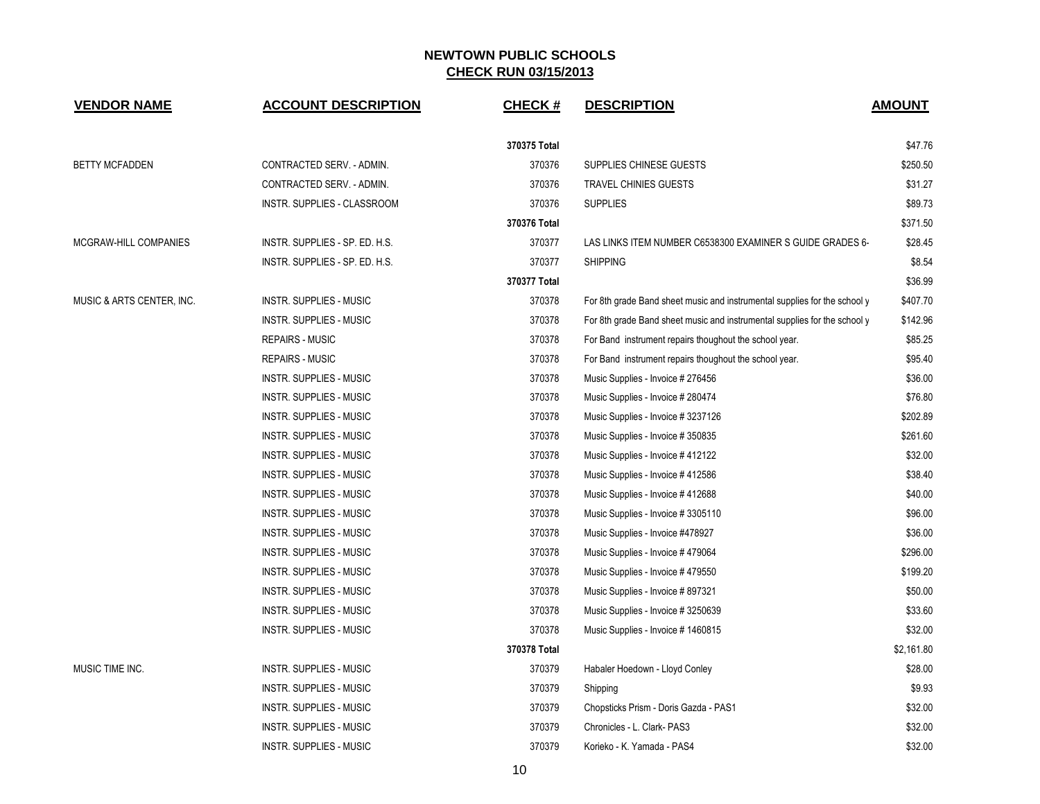**NEWTOWN PUBLIC SCHOOLS**
**CHECK RUN 03/15/2013**

| VENDOR NAME | ACCOUNT DESCRIPTION | CHECK # | DESCRIPTION | AMOUNT |
|---|---|---|---|---|
| | | 370375 Total | | $47.76 |
| BETTY MCFADDEN | CONTRACTED SERV. - ADMIN. | 370376 | SUPPLIES CHINESE GUESTS | $250.50 |
| | CONTRACTED SERV. - ADMIN. | 370376 | TRAVEL CHINIES GUESTS | $31.27 |
| | INSTR. SUPPLIES - CLASSROOM | 370376 | SUPPLIES | $89.73 |
| | | 370376 Total | | $371.50 |
| MCGRAW-HILL COMPANIES | INSTR. SUPPLIES - SP. ED. H.S. | 370377 | LAS LINKS ITEM NUMBER C6538300 EXAMINER S GUIDE GRADES 6- | $28.45 |
| | INSTR. SUPPLIES - SP. ED. H.S. | 370377 | SHIPPING | $8.54 |
| | | 370377 Total | | $36.99 |
| MUSIC & ARTS CENTER, INC. | INSTR. SUPPLIES - MUSIC | 370378 | For 8th grade Band sheet music and instrumental supplies for the school y | $407.70 |
| | INSTR. SUPPLIES - MUSIC | 370378 | For 8th grade Band sheet music and instrumental supplies for the school y | $142.96 |
| | REPAIRS - MUSIC | 370378 | For Band instrument repairs thoughout the school year. | $85.25 |
| | REPAIRS - MUSIC | 370378 | For Band instrument repairs thoughout the school year. | $95.40 |
| | INSTR. SUPPLIES - MUSIC | 370378 | Music Supplies - Invoice # 276456 | $36.00 |
| | INSTR. SUPPLIES - MUSIC | 370378 | Music Supplies - Invoice # 280474 | $76.80 |
| | INSTR. SUPPLIES - MUSIC | 370378 | Music Supplies - Invoice # 3237126 | $202.89 |
| | INSTR. SUPPLIES - MUSIC | 370378 | Music Supplies - Invoice # 350835 | $261.60 |
| | INSTR. SUPPLIES - MUSIC | 370378 | Music Supplies - Invoice # 412122 | $32.00 |
| | INSTR. SUPPLIES - MUSIC | 370378 | Music Supplies - Invoice # 412586 | $38.40 |
| | INSTR. SUPPLIES - MUSIC | 370378 | Music Supplies - Invoice # 412688 | $40.00 |
| | INSTR. SUPPLIES - MUSIC | 370378 | Music Supplies - Invoice # 3305110 | $96.00 |
| | INSTR. SUPPLIES - MUSIC | 370378 | Music Supplies - Invoice #478927 | $36.00 |
| | INSTR. SUPPLIES - MUSIC | 370378 | Music Supplies - Invoice # 479064 | $296.00 |
| | INSTR. SUPPLIES - MUSIC | 370378 | Music Supplies - Invoice # 479550 | $199.20 |
| | INSTR. SUPPLIES - MUSIC | 370378 | Music Supplies - Invoice # 897321 | $50.00 |
| | INSTR. SUPPLIES - MUSIC | 370378 | Music Supplies - Invoice # 3250639 | $33.60 |
| | INSTR. SUPPLIES - MUSIC | 370378 | Music Supplies - Invoice # 1460815 | $32.00 |
| | | 370378 Total | | $2,161.80 |
| MUSIC TIME INC. | INSTR. SUPPLIES - MUSIC | 370379 | Habaler Hoedown - Lloyd Conley | $28.00 |
| | INSTR. SUPPLIES - MUSIC | 370379 | Shipping | $9.93 |
| | INSTR. SUPPLIES - MUSIC | 370379 | Chopsticks Prism - Doris Gazda - PAS1 | $32.00 |
| | INSTR. SUPPLIES - MUSIC | 370379 | Chronicles - L. Clark- PAS3 | $32.00 |
| | INSTR. SUPPLIES - MUSIC | 370379 | Korieko - K. Yamada - PAS4 | $32.00 |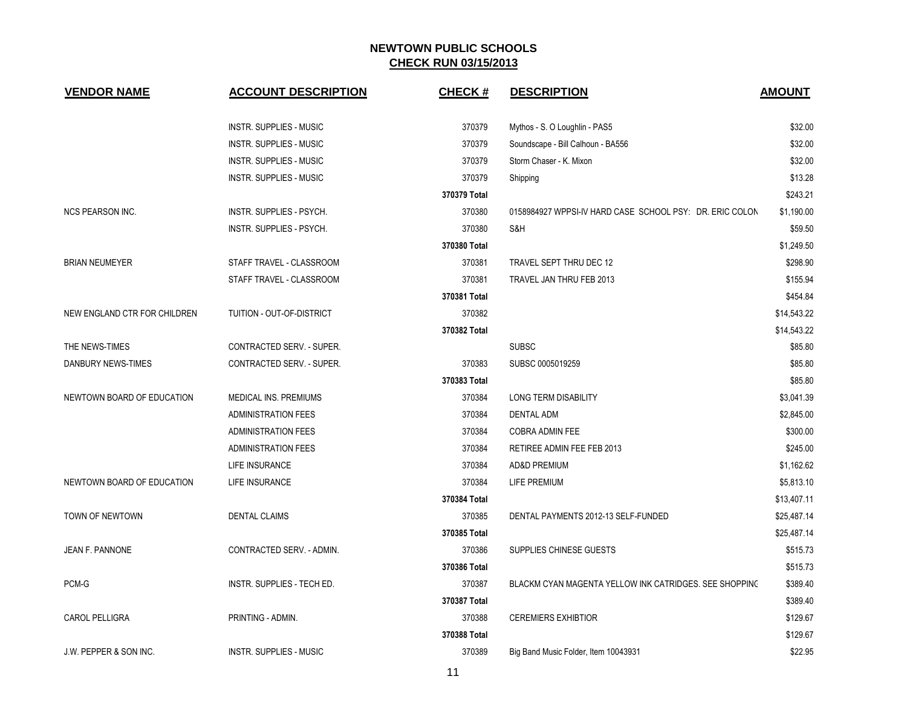## NEWTOWN PUBLIC SCHOOLS
## CHECK RUN 03/15/2013

| VENDOR NAME | ACCOUNT DESCRIPTION | CHECK # | DESCRIPTION | AMOUNT |
|---|---|---|---|---|
| | INSTR. SUPPLIES - MUSIC | 370379 | Mythos - S. O Loughlin - PAS5 | $32.00 |
| | INSTR. SUPPLIES - MUSIC | 370379 | Soundscape - Bill Calhoun - BA556 | $32.00 |
| | INSTR. SUPPLIES - MUSIC | 370379 | Storm Chaser - K. Mixon | $32.00 |
| | INSTR. SUPPLIES - MUSIC | 370379 | Shipping | $13.28 |
| | | 370379 Total | | $243.21 |
| NCS PEARSON INC. | INSTR. SUPPLIES - PSYCH. | 370380 | 0158984927 WPPSI-IV HARD CASE SCHOOL PSY: DR. ERIC COLON | $1,190.00 |
| | INSTR. SUPPLIES - PSYCH. | 370380 | S&H | $59.50 |
| | | 370380 Total | | $1,249.50 |
| BRIAN NEUMEYER | STAFF TRAVEL - CLASSROOM | 370381 | TRAVEL SEPT THRU DEC 12 | $298.90 |
| | STAFF TRAVEL - CLASSROOM | 370381 | TRAVEL JAN THRU FEB 2013 | $155.94 |
| | | 370381 Total | | $454.84 |
| NEW ENGLAND CTR FOR CHILDREN | TUITION - OUT-OF-DISTRICT | 370382 | | $14,543.22 |
| | | 370382 Total | | $14,543.22 |
| THE NEWS-TIMES | CONTRACTED SERV. - SUPER. | | SUBSC | $85.80 |
| DANBURY NEWS-TIMES | CONTRACTED SERV. - SUPER. | 370383 | SUBSC 0005019259 | $85.80 |
| | | 370383 Total | | $85.80 |
| NEWTOWN BOARD OF EDUCATION | MEDICAL INS. PREMIUMS | 370384 | LONG TERM DISABILITY | $3,041.39 |
| | ADMINISTRATION FEES | 370384 | DENTAL ADM | $2,845.00 |
| | ADMINISTRATION FEES | 370384 | COBRA ADMIN FEE | $300.00 |
| | ADMINISTRATION FEES | 370384 | RETIREE ADMIN FEE FEB 2013 | $245.00 |
| | LIFE INSURANCE | 370384 | AD&D PREMIUM | $1,162.62 |
| NEWTOWN BOARD OF EDUCATION | LIFE INSURANCE | 370384 | LIFE PREMIUM | $5,813.10 |
| | | 370384 Total | | $13,407.11 |
| TOWN OF NEWTOWN | DENTAL CLAIMS | 370385 | DENTAL PAYMENTS 2012-13 SELF-FUNDED | $25,487.14 |
| | | 370385 Total | | $25,487.14 |
| JEAN F. PANNONE | CONTRACTED SERV. - ADMIN. | 370386 | SUPPLIES CHINESE GUESTS | $515.73 |
| | | 370386 Total | | $515.73 |
| PCM-G | INSTR. SUPPLIES - TECH ED. | 370387 | BLACKM CYAN MAGENTA YELLOW INK CATRIDGES. SEE SHOPPING | $389.40 |
| | | 370387 Total | | $389.40 |
| CAROL PELLIGRA | PRINTING - ADMIN. | 370388 | CEREMIERS EXHIBTIOR | $129.67 |
| | | 370388 Total | | $129.67 |
| J.W. PEPPER & SON INC. | INSTR. SUPPLIES - MUSIC | 370389 | Big Band Music Folder, Item 10043931 | $22.95 |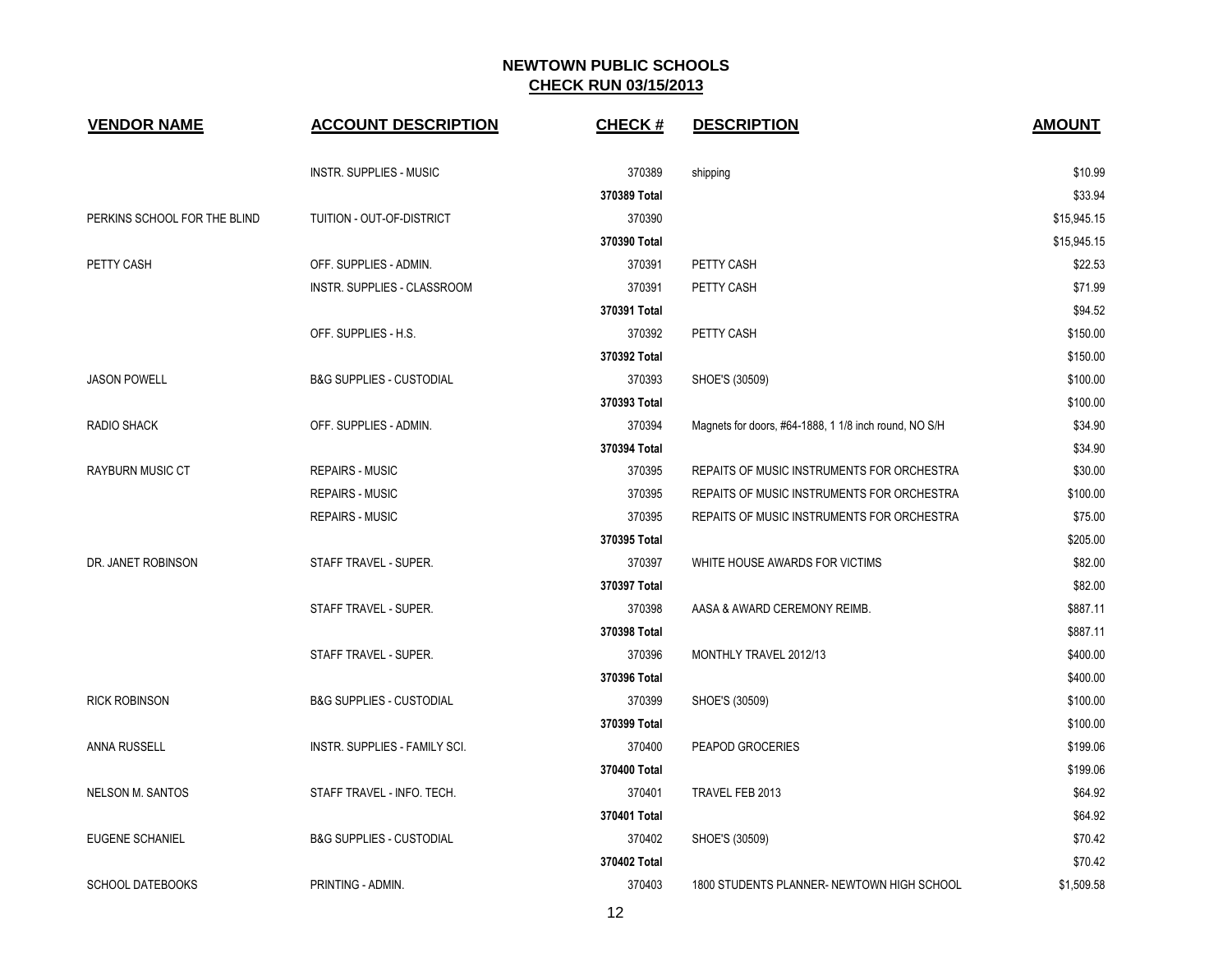# NEWTOWN PUBLIC SCHOOLS

## CHECK RUN 03/15/2013

| VENDOR NAME | ACCOUNT DESCRIPTION | CHECK # | DESCRIPTION | AMOUNT |
|---|---|---|---|---|
| | INSTR. SUPPLIES - MUSIC | 370389 | shipping | $10.99 |
| | | 370389 Total | | $33.94 |
| PERKINS SCHOOL FOR THE BLIND | TUITION - OUT-OF-DISTRICT | 370390 | | $15,945.15 |
| | | 370390 Total | | $15,945.15 |
| PETTY CASH | OFF. SUPPLIES - ADMIN. | 370391 | PETTY CASH | $22.53 |
| | INSTR. SUPPLIES - CLASSROOM | 370391 | PETTY CASH | $71.99 |
| | | 370391 Total | | $94.52 |
| | OFF. SUPPLIES - H.S. | 370392 | PETTY CASH | $150.00 |
| | | 370392 Total | | $150.00 |
| JASON POWELL | B&G SUPPLIES - CUSTODIAL | 370393 | SHOE'S (30509) | $100.00 |
| | | 370393 Total | | $100.00 |
| RADIO SHACK | OFF. SUPPLIES - ADMIN. | 370394 | Magnets for doors, #64-1888, 1 1/8 inch round, NO S/H | $34.90 |
| | | 370394 Total | | $34.90 |
| RAYBURN MUSIC CT | REPAIRS - MUSIC | 370395 | REPAITS OF MUSIC INSTRUMENTS FOR ORCHESTRA | $30.00 |
| | REPAIRS - MUSIC | 370395 | REPAITS OF MUSIC INSTRUMENTS FOR ORCHESTRA | $100.00 |
| | REPAIRS - MUSIC | 370395 | REPAITS OF MUSIC INSTRUMENTS FOR ORCHESTRA | $75.00 |
| | | 370395 Total | | $205.00 |
| DR. JANET ROBINSON | STAFF TRAVEL - SUPER. | 370397 | WHITE HOUSE AWARDS FOR VICTIMS | $82.00 |
| | | 370397 Total | | $82.00 |
| | STAFF TRAVEL - SUPER. | 370398 | AASA & AWARD CEREMONY REIMB. | $887.11 |
| | | 370398 Total | | $887.11 |
| | STAFF TRAVEL - SUPER. | 370396 | MONTHLY TRAVEL 2012/13 | $400.00 |
| | | 370396 Total | | $400.00 |
| RICK ROBINSON | B&G SUPPLIES - CUSTODIAL | 370399 | SHOE'S (30509) | $100.00 |
| | | 370399 Total | | $100.00 |
| ANNA RUSSELL | INSTR. SUPPLIES - FAMILY SCI. | 370400 | PEAPOD GROCERIES | $199.06 |
| | | 370400 Total | | $199.06 |
| NELSON M. SANTOS | STAFF TRAVEL - INFO. TECH. | 370401 | TRAVEL FEB 2013 | $64.92 |
| | | 370401 Total | | $64.92 |
| EUGENE SCHANIEL | B&G SUPPLIES - CUSTODIAL | 370402 | SHOE'S (30509) | $70.42 |
| | | 370402 Total | | $70.42 |
| SCHOOL DATEBOOKS | PRINTING - ADMIN. | 370403 | 1800 STUDENTS PLANNER- NEWTOWN HIGH SCHOOL | $1,509.58 |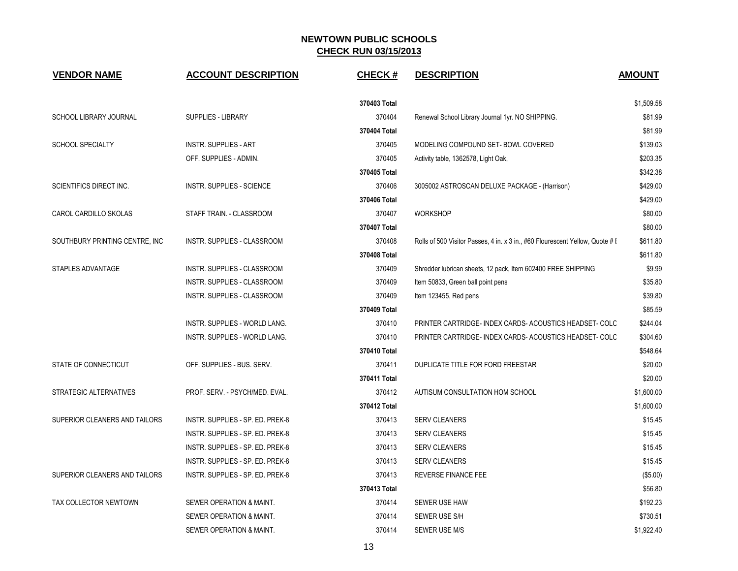# NEWTOWN PUBLIC SCHOOLS

## CHECK RUN 03/15/2013

| VENDOR NAME | ACCOUNT DESCRIPTION | CHECK # | DESCRIPTION | AMOUNT |
|---|---|---|---|---|
| | | 370403 Total | | $1,509.58 |
| SCHOOL LIBRARY JOURNAL | SUPPLIES - LIBRARY | 370404 | Renewal School Library Journal 1yr. NO SHIPPING. | $81.99 |
| | | 370404 Total | | $81.99 |
| SCHOOL SPECIALTY | INSTR. SUPPLIES - ART | 370405 | MODELING COMPOUND SET- BOWL COVERED | $139.03 |
| | OFF. SUPPLIES - ADMIN. | 370405 | Activity table, 1362578, Light Oak, | $203.35 |
| | | 370405 Total | | $342.38 |
| SCIENTIFICS DIRECT INC. | INSTR. SUPPLIES - SCIENCE | 370406 | 3005002 ASTROSCAN DELUXE PACKAGE - (Harrison) | $429.00 |
| | | 370406 Total | | $429.00 |
| CAROL CARDILLO SKOLAS | STAFF TRAIN. - CLASSROOM | 370407 | WORKSHOP | $80.00 |
| | | 370407 Total | | $80.00 |
| SOUTHBURY PRINTING CENTRE, INC | INSTR. SUPPLIES - CLASSROOM | 370408 | Rolls of 500 Visitor Passes, 4 in. x 3 in., #60 Flourescent Yellow, Quote # I | $611.80 |
| | | 370408 Total | | $611.80 |
| STAPLES ADVANTAGE | INSTR. SUPPLIES - CLASSROOM | 370409 | Shredder lubrican sheets, 12 pack, Item 602400 FREE SHIPPING | $9.99 |
| | INSTR. SUPPLIES - CLASSROOM | 370409 | Item 50833, Green ball point pens | $35.80 |
| | INSTR. SUPPLIES - CLASSROOM | 370409 | Item 123455, Red pens | $39.80 |
| | | 370409 Total | | $85.59 |
| | INSTR. SUPPLIES - WORLD LANG. | 370410 | PRINTER CARTRIDGE- INDEX CARDS- ACOUSTICS HEADSET- COLC | $244.04 |
| | INSTR. SUPPLIES - WORLD LANG. | 370410 | PRINTER CARTRIDGE- INDEX CARDS- ACOUSTICS HEADSET- COLC | $304.60 |
| | | 370410 Total | | $548.64 |
| STATE OF CONNECTICUT | OFF. SUPPLIES - BUS. SERV. | 370411 | DUPLICATE TITLE FOR FORD FREESTAR | $20.00 |
| | | 370411 Total | | $20.00 |
| STRATEGIC ALTERNATIVES | PROF. SERV. - PSYCH/MED. EVAL. | 370412 | AUTISUM CONSULTATION HOM SCHOOL | $1,600.00 |
| | | 370412 Total | | $1,600.00 |
| SUPERIOR CLEANERS AND TAILORS | INSTR. SUPPLIES - SP. ED. PREK-8 | 370413 | SERV CLEANERS | $15.45 |
| | INSTR. SUPPLIES - SP. ED. PREK-8 | 370413 | SERV CLEANERS | $15.45 |
| | INSTR. SUPPLIES - SP. ED. PREK-8 | 370413 | SERV CLEANERS | $15.45 |
| | INSTR. SUPPLIES - SP. ED. PREK-8 | 370413 | SERV CLEANERS | $15.45 |
| SUPERIOR CLEANERS AND TAILORS | INSTR. SUPPLIES - SP. ED. PREK-8 | 370413 | REVERSE FINANCE FEE | ($5.00) |
| | | 370413 Total | | $56.80 |
| TAX COLLECTOR NEWTOWN | SEWER OPERATION & MAINT. | 370414 | SEWER USE HAW | $192.23 |
| | SEWER OPERATION & MAINT. | 370414 | SEWER USE S/H | $730.51 |
| | SEWER OPERATION & MAINT. | 370414 | SEWER USE M/S | $1,922.40 |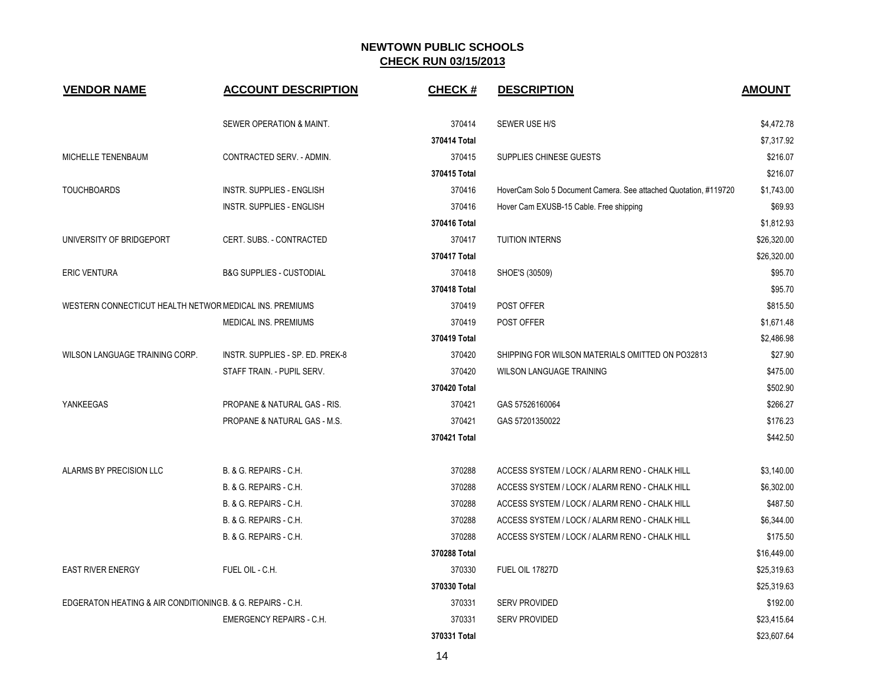**NEWTOWN PUBLIC SCHOOLS**
**CHECK RUN 03/15/2013**

| VENDOR NAME | ACCOUNT DESCRIPTION | CHECK # | DESCRIPTION | AMOUNT |
|---|---|---|---|---|
| | SEWER OPERATION & MAINT. | 370414 | SEWER USE H/S | $4,472.78 |
| | | 370414 Total | | $7,317.92 |
| MICHELLE TENENBAUM | CONTRACTED SERV. - ADMIN. | 370415 | SUPPLIES CHINESE GUESTS | $216.07 |
| | | 370415 Total | | $216.07 |
| TOUCHBOARDS | INSTR. SUPPLIES - ENGLISH | 370416 | HoverCam Solo 5 Document Camera. See attached Quotation, #119720 | $1,743.00 |
| | INSTR. SUPPLIES - ENGLISH | 370416 | Hover Cam EXUSB-15 Cable. Free shipping | $69.93 |
| | | 370416 Total | | $1,812.93 |
| UNIVERSITY OF BRIDGEPORT | CERT. SUBS. - CONTRACTED | 370417 | TUITION INTERNS | $26,320.00 |
| | | 370417 Total | | $26,320.00 |
| ERIC VENTURA | B&G SUPPLIES - CUSTODIAL | 370418 | SHOE'S (30509) | $95.70 |
| | | 370418 Total | | $95.70 |
| WESTERN CONNECTICUT HEALTH NETWOR | MEDICAL INS. PREMIUMS | 370419 | POST OFFER | $815.50 |
| | MEDICAL INS. PREMIUMS | 370419 | POST OFFER | $1,671.48 |
| | | 370419 Total | | $2,486.98 |
| WILSON LANGUAGE TRAINING CORP. | INSTR. SUPPLIES - SP. ED. PREK-8 | 370420 | SHIPPING FOR WILSON MATERIALS OMITTED ON PO32813 | $27.90 |
| | STAFF TRAIN. - PUPIL SERV. | 370420 | WILSON LANGUAGE TRAINING | $475.00 |
| | | 370420 Total | | $502.90 |
| YANKEEGAS | PROPANE & NATURAL GAS - RIS. | 370421 | GAS 57526160064 | $266.27 |
| | PROPANE & NATURAL GAS - M.S. | 370421 | GAS 57201350022 | $176.23 |
| | | 370421 Total | | $442.50 |
| ALARMS BY PRECISION LLC | B. & G. REPAIRS - C.H. | 370288 | ACCESS SYSTEM / LOCK / ALARM RENO - CHALK HILL | $3,140.00 |
| | B. & G. REPAIRS - C.H. | 370288 | ACCESS SYSTEM / LOCK / ALARM RENO - CHALK HILL | $6,302.00 |
| | B. & G. REPAIRS - C.H. | 370288 | ACCESS SYSTEM / LOCK / ALARM RENO - CHALK HILL | $487.50 |
| | B. & G. REPAIRS - C.H. | 370288 | ACCESS SYSTEM / LOCK / ALARM RENO - CHALK HILL | $6,344.00 |
| | B. & G. REPAIRS - C.H. | 370288 | ACCESS SYSTEM / LOCK / ALARM RENO - CHALK HILL | $175.50 |
| | | 370288 Total | | $16,449.00 |
| EAST RIVER ENERGY | FUEL OIL - C.H. | 370330 | FUEL OIL 17827D | $25,319.63 |
| | | 370330 Total | | $25,319.63 |
| EDGERATON HEATING & AIR CONDITIONING | B. & G. REPAIRS - C.H. | 370331 | SERV PROVIDED | $192.00 |
| | EMERGENCY REPAIRS - C.H. | 370331 | SERV PROVIDED | $23,415.64 |
| | | 370331 Total | | $23,607.64 |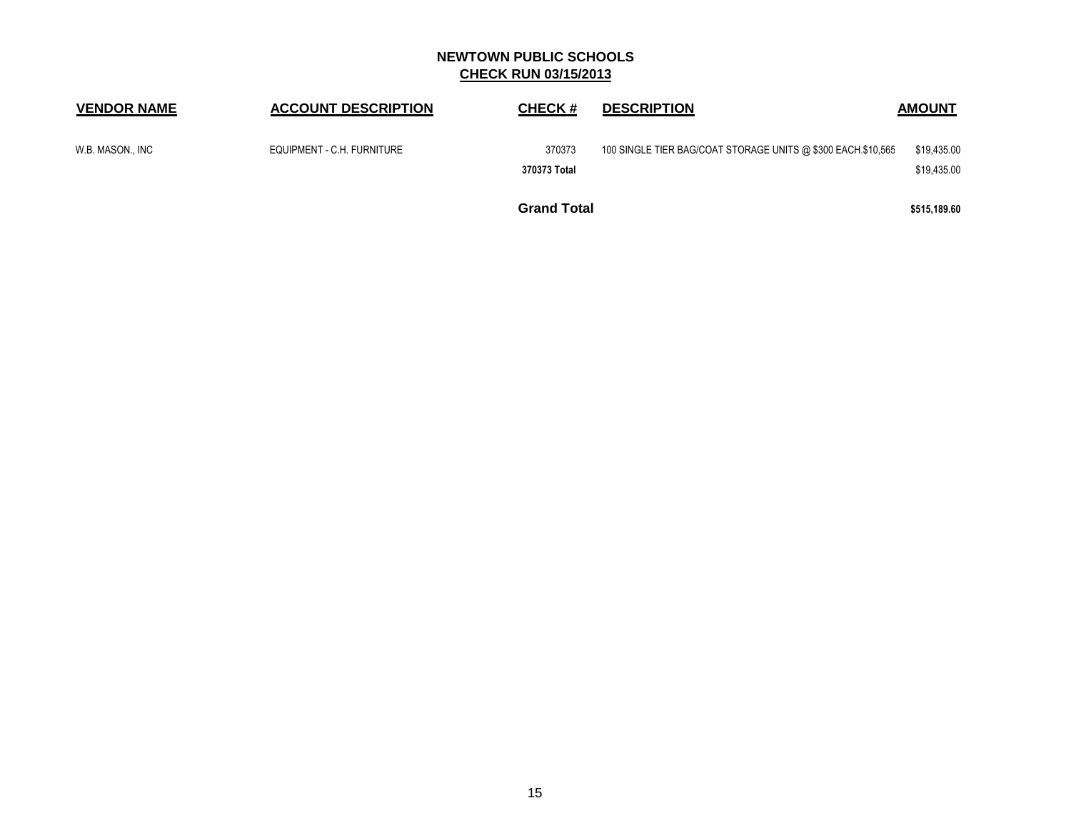**NEWTOWN PUBLIC SCHOOLS**

**CHECK RUN 03/15/2013**

| VENDOR NAME | ACCOUNT DESCRIPTION | CHECK # | DESCRIPTION | AMOUNT |
|---|---|---|---|---|
| W.B. MASON., INC | EQUIPMENT - C.H. FURNITURE | 370373 | 100 SINGLE TIER BAG/COAT STORAGE UNITS @ $300 EACH.$10,565 | $19,435.00 |
| | | **370373 Total** | | $19,435.00 |
| | | **Grand Total** | | **$515,189.60** |